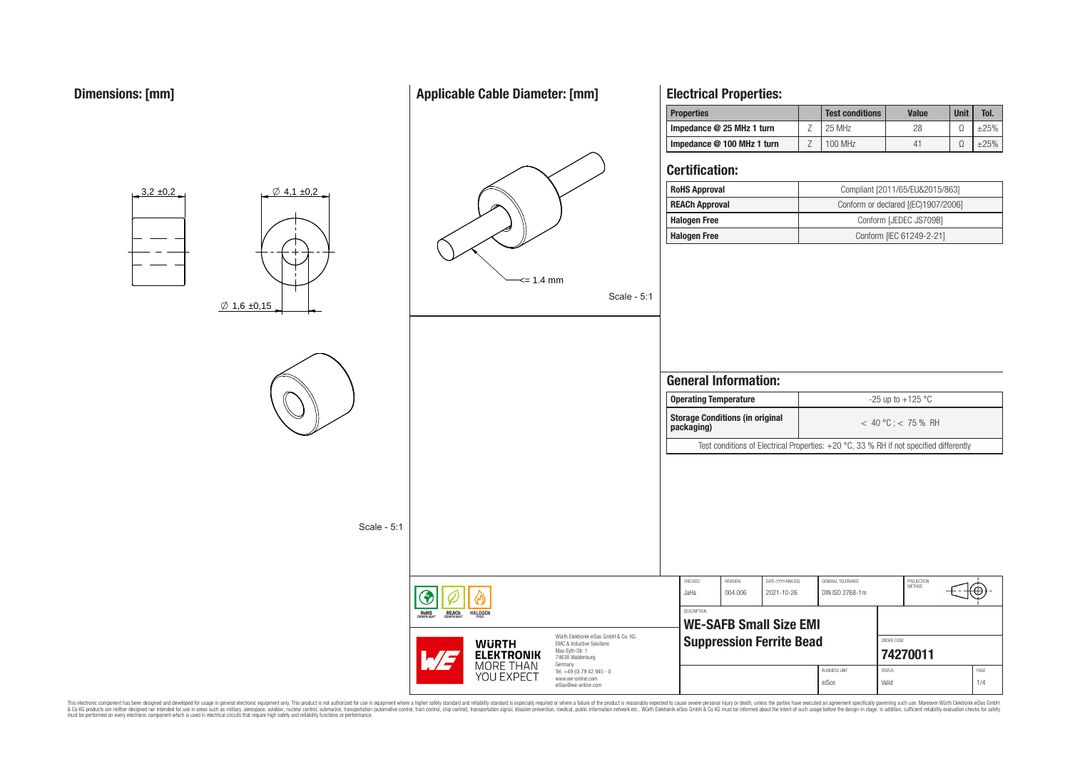## Dimensions: [mm]

3,2 ±0,2

∅ 4,1 ±0,2

∅ 1,6 ±0,15

Scale - 5:1

## Applicable Cable Diameter: [mm]

<= 1.4 mm

Scale - 5:1

## Electrical Properties:

| Properties | | Test conditions | Value | Unit | Tol. |
|---|---|---|---|---|---|
| Impedance @ 25 MHz 1 turn | Z | 25 MHz | 28 | Ω | ±25% |
| Impedance @ 100 MHz 1 turn | Z | 100 MHz | 41 | Ω | ±25% |

## Certification:

| | |
|---|---|
| RoHS Approval | Compliant [2011/65/EU&2015/863] |
| REACh Approval | Conform or declared [(EC)1907/2006] |
| Halogen Free | Conform [JEDEC JS709B] |
| Halogen Free | Conform [IEC 61249-2-21] |

## General Information:

| | |
|---|---|
| Operating Temperature | -25 up to +125 °C |
| Storage Conditions (in original packaging) | < 40 °C ; < 75 % RH |

Test conditions of Electrical Properties: +20 °C, 33 % RH if not specified differently

| CHECKED | REVISION | DATE (YYYY-MM-DD) | GENERAL TOLERANCE | PROJECTION METHOD |
|---|---|---|---|---|
| JaHa | 004.006 | 2021-10-26 | DIN ISO 2768-1m | |

DESCRIPTION

**WE-SAFB Small Size EMI Suppression Ferrite Bead**

ORDER CODE: **74270011**

BUSINESS UNIT: eiSos — STATUS: Valid — PAGE: 1/4

RoHS COMPLIANT — REACh COMPLIANT — HALOGEN FREE

WÜRTH ELEKTRONIK — MORE THAN YOU EXPECT

Würth Elektronik eiSos GmbH & Co. KG
EMC & Inductive Solutions
Max-Eyth-Str. 1
74638 Waldenburg
Germany
Tel. +49 (0) 79 42 945 - 0
www.we-online.com
eiSos@we-online.com

This electronic component has been designed and developed for usage in general electronic equipment only. This product is not authorized for use in equipment where a higher safety standard and reliability standard is especially required or where a failure of the product is reasonably expected to cause severe personal injury or death, unless the parties have executed an agreement specifically governing such use. Moreover Würth Elektronik eiSos GmbH & Co KG products are neither designed nor intended for use in areas such as military, aerospace, aviation, nuclear control, submarine, transportation (automotive control, train control, ship control), transportation signal, disaster prevention, medical, public information network etc.. Würth Elektronik eiSos GmbH & Co KG must be informed about the intent of such usage before the design-in stage. In addition, sufficient reliability evaluation checks for safety must be performed on every electronic component which is used in electrical circuits that require high safety and reliability functions or performance.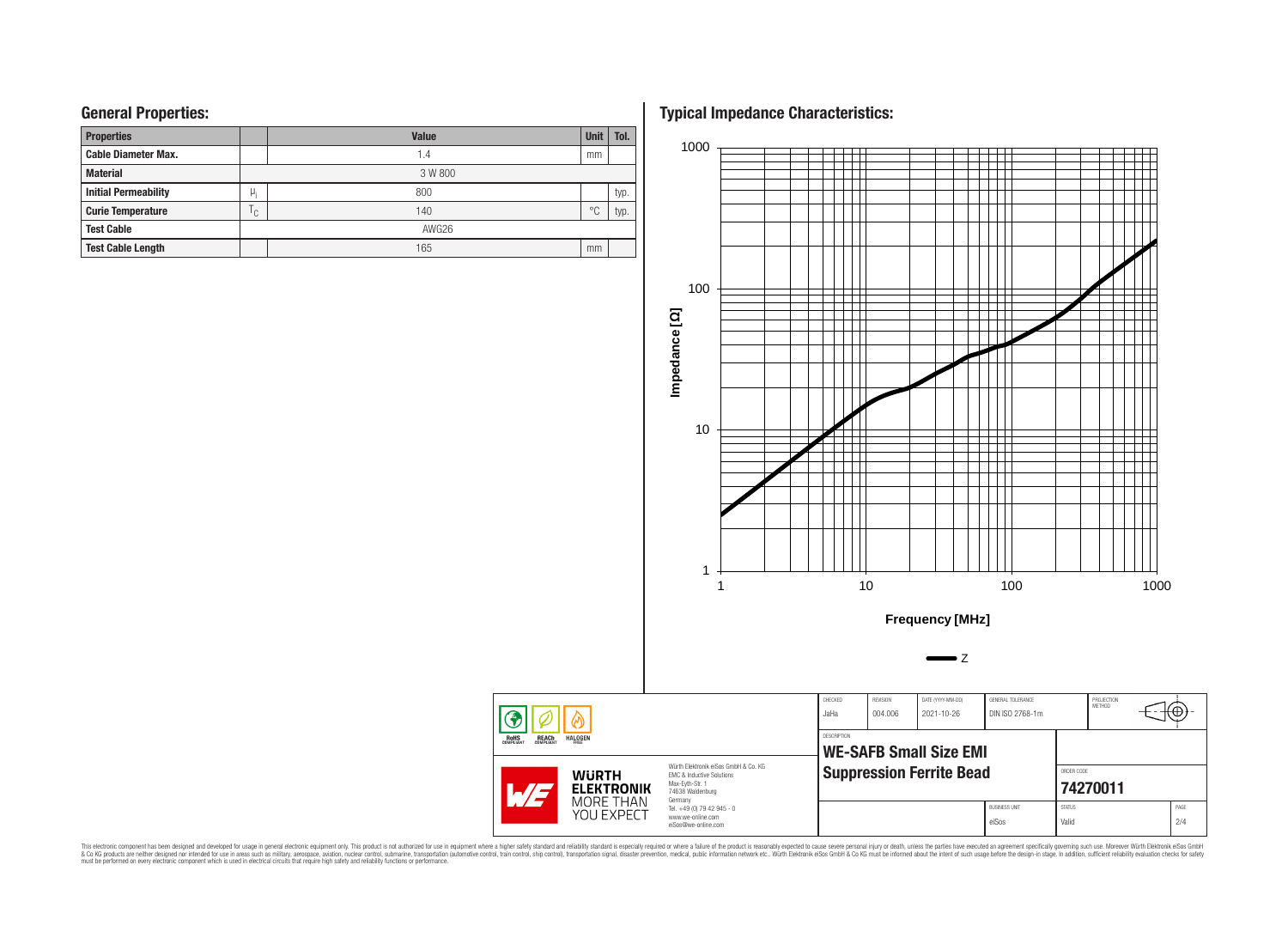## General Properties:

| Properties | | Value | Unit | Tol. |
|---|---|---|---|---|
| Cable Diameter Max. | | 1.4 | mm | |
| Material | | 3 W 800 | | |
| Initial Permeability | $\mu_i$ | 800 | | typ. |
| Curie Temperature | $T_C$ | 140 | °C | typ. |
| Test Cable | | AWG26 | | |
| Test Cable Length | | 165 | mm | |

## Typical Impedance Characteristics:

Impedance [Ω]

1000
100
10
1

1 10 100 1000

Frequency [MHz]

Z

| CHECKED | REVISION | DATE (YYYY-MM-DD) | GENERAL TOLERANCE | PROJECTION METHOD |
|---|---|---|---|---|
| JaHa | 004.006 | 2021-10-26 | DIN ISO 2768-1m | |

DESCRIPTION

**WE-SAFB Small Size EMI Suppression Ferrite Bead**

ORDER CODE

**74270011**

| BUSINESS UNIT | STATUS | PAGE |
|---|---|---|
| eiSos | Valid | 2/4 |

RoHS COMPLIANT REACh COMPLIANT HALOGEN FREE

WÜRTH ELEKTRONIK MORE THAN YOU EXPECT

Würth Elektronik eiSos GmbH & Co. KG
EMC & Inductive Solutions
Max-Eyth-Str. 1
74638 Waldenburg
Germany
Tel. +49 (0) 79 42 945 - 0
www.we-online.com
eiSos@we-online.com

This electronic component has been designed and developed for usage in general electronic equipment only. This product is not authorized for use in equipment where a higher safety standard and reliability standard is especially required or where a failure of the product is reasonably expected to cause severe personal injury or death, unless the parties have executed an agreement specifically governing such use. Moreover Würth Elektronik eiSos GmbH & Co KG products are neither designed nor intended for use in areas such as military, aerospace, aviation, nuclear control, submarine, transportation (automotive control, train control, ship control), transportation signal, disaster prevention, medical, public information network etc.. Würth Elektronik eiSos GmbH & Co KG must be informed about the intent of such usage before the design-in stage. In addition, sufficient reliability evaluation checks for safety must be performed on every electronic component which is used in electrical circuits that require high safety and reliability functions or performance.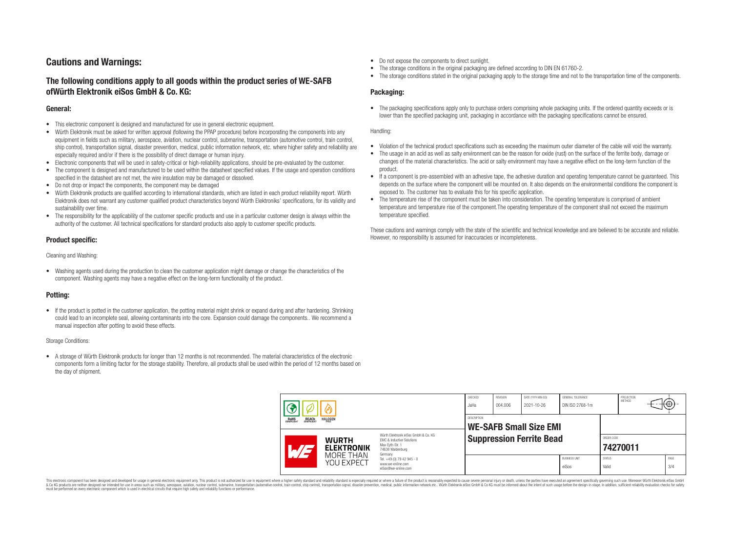## Cautions and Warnings:

### The following conditions apply to all goods within the product series of WE-SAFB ofWürth Elektronik eiSos GmbH & Co. KG:

#### General:

- This electronic component is designed and manufactured for use in general electronic equipment.
- Würth Elektronik must be asked for written approval (following the PPAP procedure) before incorporating the components into any equipment in fields such as military, aerospace, aviation, nuclear control, submarine, transportation (automotive control, train control, ship control), transportation signal, disaster prevention, medical, public information network, etc. where higher safety and reliability are especially required and/or if there is the possibility of direct damage or human injury.
- Electronic components that will be used in safety-critical or high-reliability applications, should be pre-evaluated by the customer.
- The component is designed and manufactured to be used within the datasheet specified values. If the usage and operation conditions specified in the datasheet are not met, the wire insulation may be damaged or dissolved.
- Do not drop or impact the components, the component may be damaged
- Würth Elektronik products are qualified according to international standards, which are listed in each product reliability report. Würth Elektronik does not warrant any customer qualified product characteristics beyond Würth Elektroniks' specifications, for its validity and sustainability over time.
- The responsibility for the applicability of the customer specific products and use in a particular customer design is always within the authority of the customer. All technical specifications for standard products also apply to customer specific products.

#### Product specific:

Cleaning and Washing:

- Washing agents used during the production to clean the customer application might damage or change the characteristics of the component. Washing agents may have a negative effect on the long-term functionality of the product.

#### Potting:

- If the product is potted in the customer application, the potting material might shrink or expand during and after hardening. Shrinking could lead to an incomplete seal, allowing contaminants into the core. Expansion could damage the components.. We recommend a manual inspection after potting to avoid these effects.

Storage Conditions:

- A storage of Würth Elektronik products for longer than 12 months is not recommended. The material characteristics of the electronic components form a limiting factor for the storage stability. Therefore, all products shall be used within the period of 12 months based on the day of shipment.
- Do not expose the components to direct sunlight.
- The storage conditions in the original packaging are defined according to DIN EN 61760-2.
- The storage conditions stated in the original packaging apply to the storage time and not to the transportation time of the components.

#### Packaging:

- The packaging specifications apply only to purchase orders comprising whole packaging units. If the ordered quantity exceeds or is lower than the specified packaging unit, packaging in accordance with the packaging specifications cannot be ensured.

Handling:

- Violation of the technical product specifications such as exceeding the maximum outer diameter of the cable will void the warranty.
- The usage in an acid as well as salty environment can be the reason for oxide (rust) on the surface of the ferrite body, damage or changes of the material characteristics. The acid or salty environment may have a negative effect on the long-term function of the product.
- If a component is pre-assembled with an adhesive tape, the adhesive duration and operating temperature cannot be guaranteed. This depends on the surface where the component will be mounted on. It also depends on the environmental conditions the component is exposed to. The customer has to evaluate this for his specific application.
- The temperature rise of the component must be taken into consideration. The operating temperature is comprised of ambient temperature and temperature rise of the component.The operating temperature of the component shall not exceed the maximum temperature specified.

These cautions and warnings comply with the state of the scientific and technical knowledge and are believed to be accurate and reliable. However, no responsibility is assumed for inaccuracies or incompleteness.

| CHECKED | REVISION | DATE (YYYY-MM-DD) | GENERAL TOLERANCE | PROJECTION METHOD |
|---|---|---|---|---|
| JaHa | 004.006 | 2021-10-26 | DIN ISO 2768-1m | |

| DESCRIPTION | ORDER CODE | BUSINESS UNIT | STATUS | PAGE |
|---|---|---|---|---|
| WE-SAFB Small Size EMI Suppression Ferrite Bead | 74270011 | eiSos | Valid | 3/4 |

Würth Elektronik eiSos GmbH & Co. KG
EMC & Inductive Solutions
Max-Eyth-Str. 1
74638 Waldenburg
Germany
Tel. +49 (0) 79 42 945 - 0
www.we-online.com
eiSos@we-online.com

This electronic component has been designed and developed for usage in general electronic equipment only. This product is not authorized for use in equipment where a higher safety standard and reliability standard is especially required or where a failure of the product is reasonably expected to cause severe personal injury or death, unless the parties have executed an agreement specifically governing such use. Moreover Würth Elektronik eiSos GmbH & Co KG products are neither designed nor intended for use in areas such as military, aerospace, aviation, nuclear control, submarine, transportation (automotive control, train control, ship control), transportation signal, disaster prevention, medical, public information network etc.. Würth Elektronik eiSos GmbH & Co KG must be informed about the intent of such usage before the design-in stage. In addition, sufficient reliability evaluation checks for safety must be performed on every electronic component which is used in electrical circuits that require high safety and reliability functions or performance.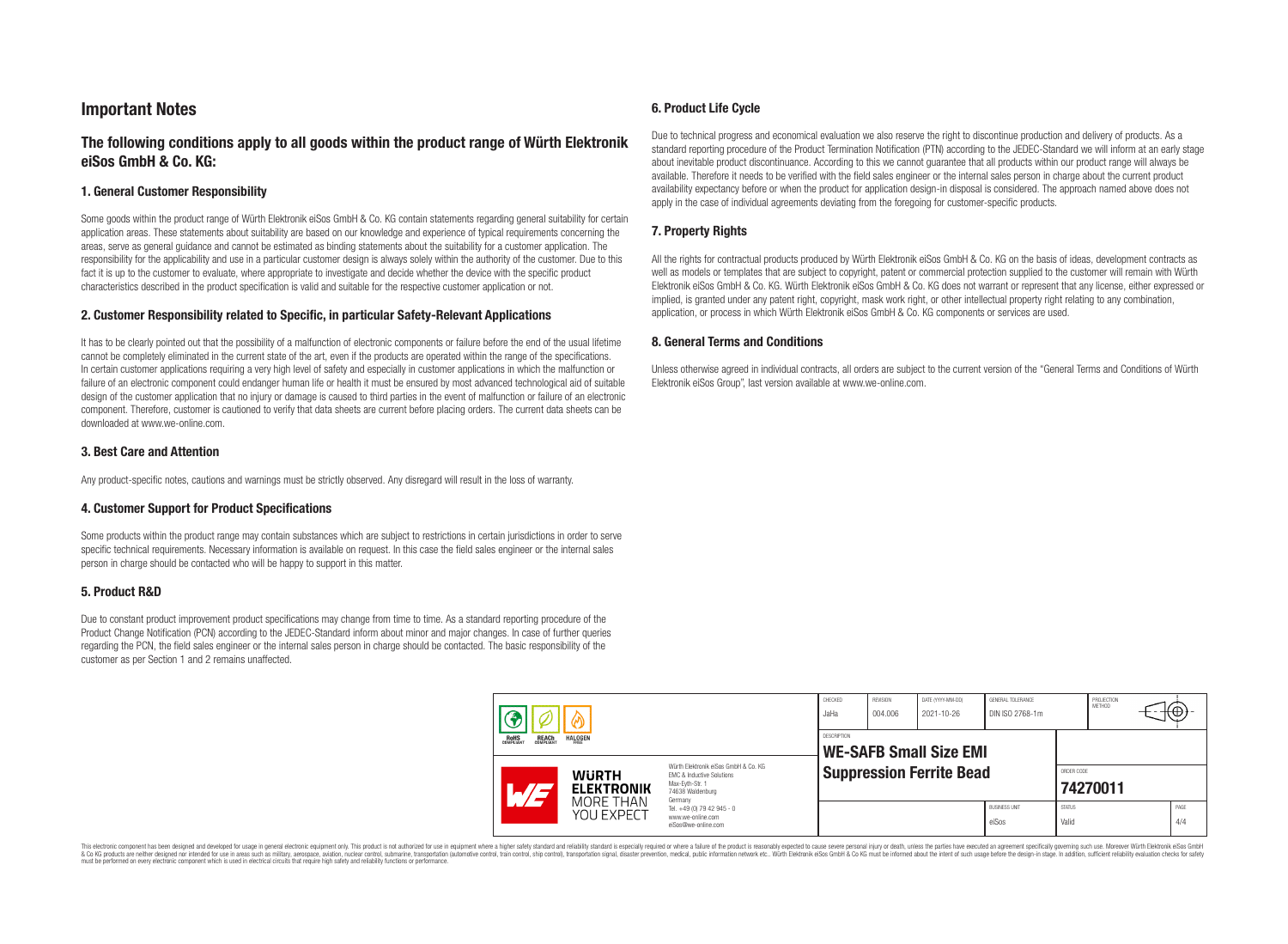# Important Notes

## The following conditions apply to all goods within the product range of Würth Elektronik eiSos GmbH & Co. KG:

### 1. General Customer Responsibility

Some goods within the product range of Würth Elektronik eiSos GmbH & Co. KG contain statements regarding general suitability for certain application areas. These statements about suitability are based on our knowledge and experience of typical requirements concerning the areas, serve as general guidance and cannot be estimated as binding statements about the suitability for a customer application. The responsibility for the applicability and use in a particular customer design is always solely within the authority of the customer. Due to this fact it is up to the customer to evaluate, where appropriate to investigate and decide whether the device with the specific product characteristics described in the product specification is valid and suitable for the respective customer application or not.

### 2. Customer Responsibility related to Specific, in particular Safety-Relevant Applications

It has to be clearly pointed out that the possibility of a malfunction of electronic components or failure before the end of the usual lifetime cannot be completely eliminated in the current state of the art, even if the products are operated within the range of the specifications. In certain customer applications requiring a very high level of safety and especially in customer applications in which the malfunction or failure of an electronic component could endanger human life or health it must be ensured by most advanced technological aid of suitable design of the customer application that no injury or damage is caused to third parties in the event of malfunction or failure of an electronic component. Therefore, customer is cautioned to verify that data sheets are current before placing orders. The current data sheets can be downloaded at www.we-online.com.

### 3. Best Care and Attention

Any product-specific notes, cautions and warnings must be strictly observed. Any disregard will result in the loss of warranty.

### 4. Customer Support for Product Specifications

Some products within the product range may contain substances which are subject to restrictions in certain jurisdictions in order to serve specific technical requirements. Necessary information is available on request. In this case the field sales engineer or the internal sales person in charge should be contacted who will be happy to support in this matter.

### 5. Product R&D

Due to constant product improvement product specifications may change from time to time. As a standard reporting procedure of the Product Change Notification (PCN) according to the JEDEC-Standard inform about minor and major changes. In case of further queries regarding the PCN, the field sales engineer or the internal sales person in charge should be contacted. The basic responsibility of the customer as per Section 1 and 2 remains unaffected.

### 6. Product Life Cycle

Due to technical progress and economical evaluation we also reserve the right to discontinue production and delivery of products. As a standard reporting procedure of the Product Termination Notification (PTN) according to the JEDEC-Standard we will inform at an early stage about inevitable product discontinuance. According to this we cannot guarantee that all products within our product range will always be available. Therefore it needs to be verified with the field sales engineer or the internal sales person in charge about the current product availability expectancy before or when the product for application design-in disposal is considered. The approach named above does not apply in the case of individual agreements deviating from the foregoing for customer-specific products.

### 7. Property Rights

All the rights for contractual products produced by Würth Elektronik eiSos GmbH & Co. KG on the basis of ideas, development contracts as well as models or templates that are subject to copyright, patent or commercial protection supplied to the customer will remain with Würth Elektronik eiSos GmbH & Co. KG. Würth Elektronik eiSos GmbH & Co. KG does not warrant or represent that any license, either expressed or implied, is granted under any patent right, copyright, mask work right, or other intellectual property right relating to any combination, application, or process in which Würth Elektronik eiSos GmbH & Co. KG components or services are used.

### 8. General Terms and Conditions

Unless otherwise agreed in individual contracts, all orders are subject to the current version of the "General Terms and Conditions of Würth Elektronik eiSos Group", last version available at www.we-online.com.

| CHECKED | REVISION | DATE (YYYY-MM-DD) | GENERAL TOLERANCE | PROJECTION METHOD |
|---|---|---|---|---|
| JaHa | 004.006 | 2021-10-26 | DIN ISO 2768-1m | |

RoHS COMPLIANT · REACh COMPLIANT · HALOGEN FREE

DESCRIPTION: **WE-SAFB Small Size EMI Suppression Ferrite Bead**

ORDER CODE: **74270011**

BUSINESS UNIT: eiSos · STATUS: Valid · PAGE: 4/4

WÜRTH ELEKTRONIK MORE THAN YOU EXPECT

Würth Elektronik eiSos GmbH & Co. KG
EMC & Inductive Solutions
Max-Eyth-Str. 1
74638 Waldenburg
Germany
Tel. +49 (0) 79 42 945 - 0
www.we-online.com
eiSos@we-online.com

This electronic component has been designed and developed for usage in general electronic equipment only. This product is not authorized for use in equipment where a higher safety standard and reliability standard is especially required or where a failure of the product is reasonably expected to cause severe personal injury or death, unless the parties have executed an agreement specifically governing such use. Moreover Würth Elektronik eiSos GmbH & Co KG products are neither designed nor intended for use in areas such as military, aerospace, aviation, nuclear control, submarine, transportation (automotive control, train control, ship control), transportation signal, disaster prevention, medical, public information network etc.. Würth Elektronik eiSos GmbH & Co KG must be informed about the intent of such usage before the design-in stage. In addition, sufficient reliability evaluation checks for safety must be performed on every electronic component which is used in electrical circuits that require high safety and reliability functions or performance.